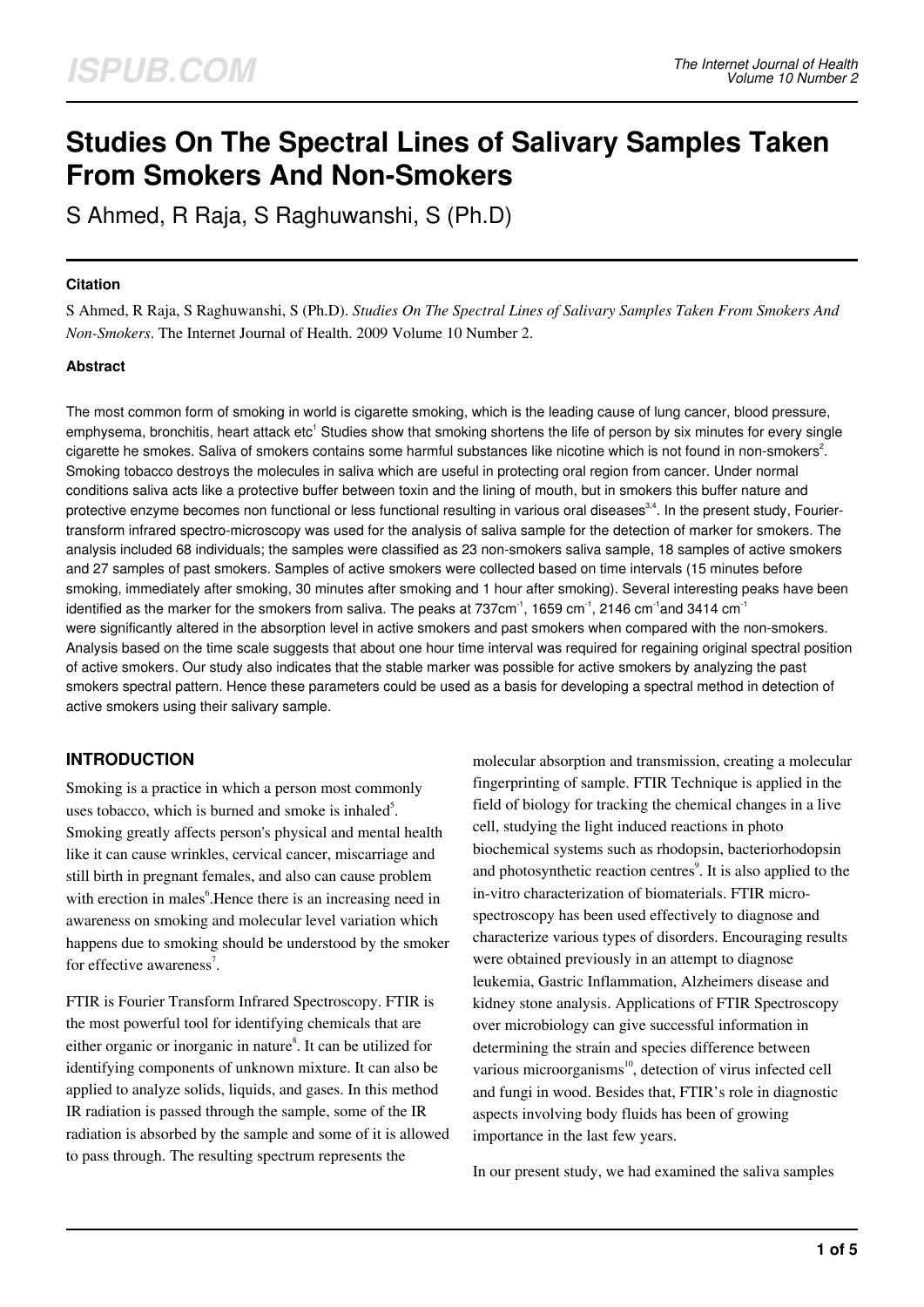# Studies On The Spectral Lines of Salivary Samples Taken From Smokers And Non-Smokers

S Ahmed, R Raja, S Raghuwanshi, S (Ph.D)

### Citation

S Ahmed, R Raja, S Raghuwanshi, S (Ph.D). *Studies On The Spectral Lines of Salivary Samples Taken From Smokers And Non-Smokers*. The Internet Journal of Health. 2009 Volume 10 Number 2.

### Abstract

The most common form of smoking in world is cigarette smoking, which is the leading cause of lung cancer, blood pressure, emphysema, bronchitis, heart attack etc[1] Studies show that smoking shortens the life of person by six minutes for every single cigarette he smokes. Saliva of smokers contains some harmful substances like nicotine which is not found in non-smokers[2]. Smoking tobacco destroys the molecules in saliva which are useful in protecting oral region from cancer. Under normal conditions saliva acts like a protective buffer between toxin and the lining of mouth, but in smokers this buffer nature and protective enzyme becomes non functional or less functional resulting in various oral diseases[3,4]. In the present study, Fourier-transform infrared spectro-microscopy was used for the analysis of saliva sample for the detection of marker for smokers. The analysis included 68 individuals; the samples were classified as 23 non-smokers saliva sample, 18 samples of active smokers and 27 samples of past smokers. Samples of active smokers were collected based on time intervals (15 minutes before smoking, immediately after smoking, 30 minutes after smoking and 1 hour after smoking). Several interesting peaks have been identified as the marker for the smokers from saliva. The peaks at 737cm$^{-1}$, 1659 cm$^{-1}$, 2146 cm$^{-1}$and 3414 cm$^{-1}$ were significantly altered in the absorption level in active smokers and past smokers when compared with the non-smokers. Analysis based on the time scale suggests that about one hour time interval was required for regaining original spectral position of active smokers. Our study also indicates that the stable marker was possible for active smokers by analyzing the past smokers spectral pattern. Hence these parameters could be used as a basis for developing a spectral method in detection of active smokers using their salivary sample.

## INTRODUCTION

Smoking is a practice in which a person most commonly uses tobacco, which is burned and smoke is inhaled[5]. Smoking greatly affects person's physical and mental health like it can cause wrinkles, cervical cancer, miscarriage and still birth in pregnant females, and also can cause problem with erection in males[6].Hence there is an increasing need in awareness on smoking and molecular level variation which happens due to smoking should be understood by the smoker for effective awareness[7].

FTIR is Fourier Transform Infrared Spectroscopy. FTIR is the most powerful tool for identifying chemicals that are either organic or inorganic in nature[8]. It can be utilized for identifying components of unknown mixture. It can also be applied to analyze solids, liquids, and gases. In this method IR radiation is passed through the sample, some of the IR radiation is absorbed by the sample and some of it is allowed to pass through. The resulting spectrum represents the molecular absorption and transmission, creating a molecular fingerprinting of sample. FTIR Technique is applied in the field of biology for tracking the chemical changes in a live cell, studying the light induced reactions in photo biochemical systems such as rhodopsin, bacteriorhodopsin and photosynthetic reaction centres[9]. It is also applied to the in-vitro characterization of biomaterials. FTIR micro-spectroscopy has been used effectively to diagnose and characterize various types of disorders. Encouraging results were obtained previously in an attempt to diagnose leukemia, Gastric Inflammation, Alzheimers disease and kidney stone analysis. Applications of FTIR Spectroscopy over microbiology can give successful information in determining the strain and species difference between various microorganisms[10], detection of virus infected cell and fungi in wood. Besides that, FTIR's role in diagnostic aspects involving body fluids has been of growing importance in the last few years.

In our present study, we had examined the saliva samples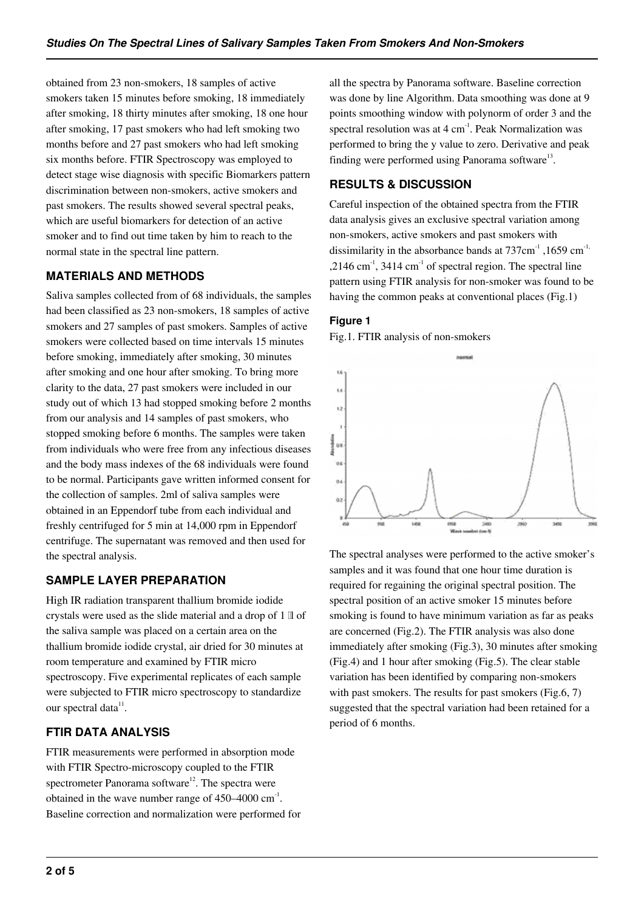obtained from 23 non-smokers, 18 samples of active smokers taken 15 minutes before smoking, 18 immediately after smoking, 18 thirty minutes after smoking, 18 one hour after smoking, 17 past smokers who had left smoking two months before and 27 past smokers who had left smoking six months before. FTIR Spectroscopy was employed to detect stage wise diagnosis with specific Biomarkers pattern discrimination between non-smokers, active smokers and past smokers. The results showed several spectral peaks, which are useful biomarkers for detection of an active smoker and to find out time taken by him to reach to the normal state in the spectral line pattern.

## MATERIALS AND METHODS

Saliva samples collected from of 68 individuals, the samples had been classified as 23 non-smokers, 18 samples of active smokers and 27 samples of past smokers. Samples of active smokers were collected based on time intervals 15 minutes before smoking, immediately after smoking, 30 minutes after smoking and one hour after smoking. To bring more clarity to the data, 27 past smokers were included in our study out of which 13 had stopped smoking before 2 months from our analysis and 14 samples of past smokers, who stopped smoking before 6 months. The samples were taken from individuals who were free from any infectious diseases and the body mass indexes of the 68 individuals were found to be normal. Participants gave written informed consent for the collection of samples. 2ml of saliva samples were obtained in an Eppendorf tube from each individual and freshly centrifuged for 5 min at 14,000 rpm in Eppendorf centrifuge. The supernatant was removed and then used for the spectral analysis.

## SAMPLE LAYER PREPARATION

High IR radiation transparent thallium bromide iodide crystals were used as the slide material and a drop of 1 µl of the saliva sample was placed on a certain area on the thallium bromide iodide crystal, air dried for 30 minutes at room temperature and examined by FTIR micro spectroscopy. Five experimental replicates of each sample were subjected to FTIR micro spectroscopy to standardize our spectral data[11].

## FTIR DATA ANALYSIS

FTIR measurements were performed in absorption mode with FTIR Spectro-microscopy coupled to the FTIR spectrometer Panorama software[12]. The spectra were obtained in the wave number range of 450–4000 $cm^{-1}$. Baseline correction and normalization were performed for all the spectra by Panorama software. Baseline correction was done by line Algorithm. Data smoothing was done at 9 points smoothing window with polynorm of order 3 and the spectral resolution was at 4 $cm^{-1}$. Peak Normalization was performed to bring the y value to zero. Derivative and peak finding were performed using Panorama software[13].

## RESULTS & DISCUSSION

Careful inspection of the obtained spectra from the FTIR data analysis gives an exclusive spectral variation among non-smokers, active smokers and past smokers with dissimilarity in the absorbance bands at 737$cm^{-1}$ ,1659 $cm^{-1}$ ,2146 $cm^{-1}$, 3414 $cm^{-1}$ of spectral region. The spectral line pattern using FTIR analysis for non-smoker was found to be having the common peaks at conventional places (Fig.1)

**Figure 1**

Fig.1. FTIR analysis of non-smokers

The spectral analyses were performed to the active smoker's samples and it was found that one hour time duration is required for regaining the original spectral position. The spectral position of an active smoker 15 minutes before smoking is found to have minimum variation as far as peaks are concerned (Fig.2). The FTIR analysis was also done immediately after smoking (Fig.3), 30 minutes after smoking (Fig.4) and 1 hour after smoking (Fig.5). The clear stable variation has been identified by comparing non-smokers with past smokers. The results for past smokers (Fig.6, 7) suggested that the spectral variation had been retained for a period of 6 months.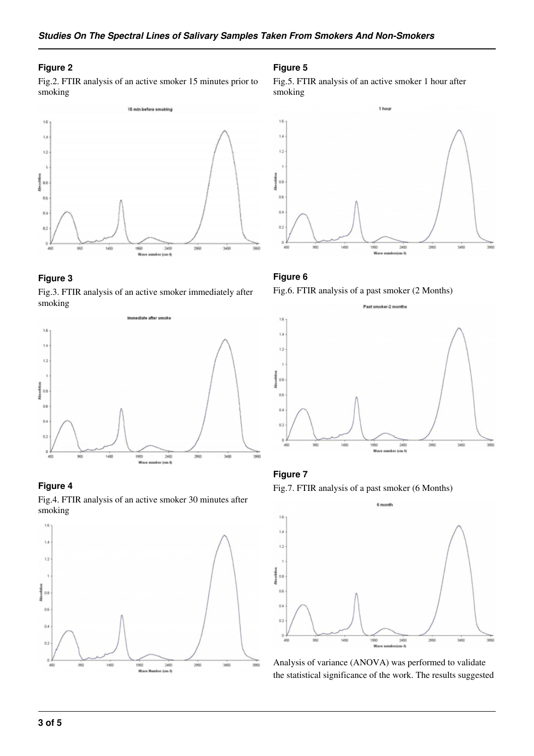### Figure 2

Fig.2. FTIR analysis of an active smoker 15 minutes prior to smoking

### Figure 3

Fig.3. FTIR analysis of an active smoker immediately after smoking

### Figure 4

Fig.4. FTIR analysis of an active smoker 30 minutes after smoking

### Figure 5

Fig.5. FTIR analysis of an active smoker 1 hour after smoking

### Figure 6

Fig.6. FTIR analysis of a past smoker (2 Months)

### Figure 7

Fig.7. FTIR analysis of a past smoker (6 Months)

Analysis of variance (ANOVA) was performed to validate the statistical significance of the work. The results suggested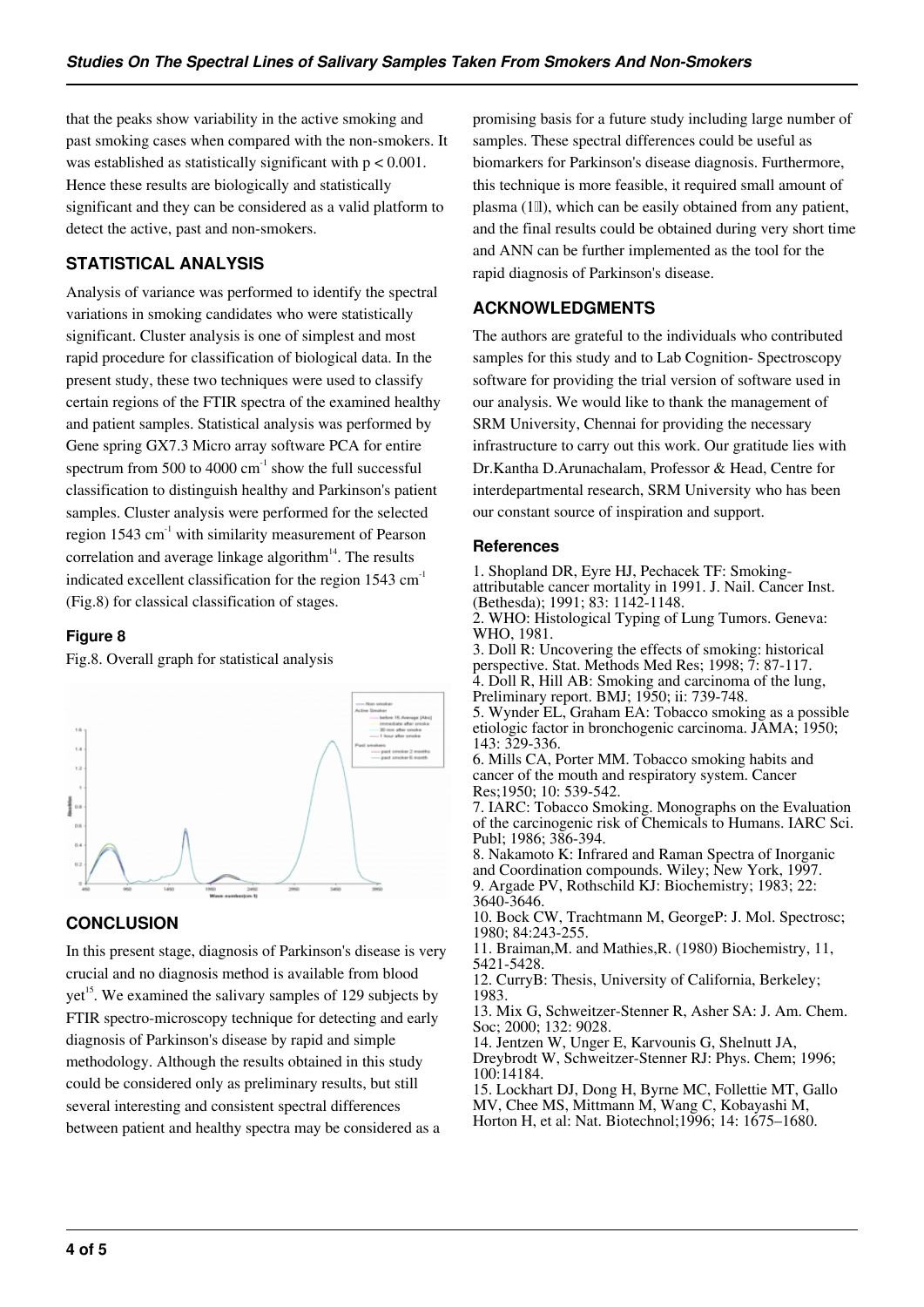that the peaks show variability in the active smoking and past smoking cases when compared with the non-smokers. It was established as statistically significant with $p < 0.001$. Hence these results are biologically and statistically significant and they can be considered as a valid platform to detect the active, past and non-smokers.

## STATISTICAL ANALYSIS

Analysis of variance was performed to identify the spectral variations in smoking candidates who were statistically significant. Cluster analysis is one of simplest and most rapid procedure for classification of biological data. In the present study, these two techniques were used to classify certain regions of the FTIR spectra of the examined healthy and patient samples. Statistical analysis was performed by Gene spring GX7.3 Micro array software PCA for entire spectrum from 500 to 4000 $cm^{-1}$ show the full successful classification to distinguish healthy and Parkinson's patient samples. Cluster analysis were performed for the selected region 1543 $cm^{-1}$ with similarity measurement of Pearson correlation and average linkage algorithm[14]. The results indicated excellent classification for the region 1543 $cm^{-1}$ (Fig.8) for classical classification of stages.

### Figure 8

Fig.8. Overall graph for statistical analysis

## CONCLUSION

In this present stage, diagnosis of Parkinson's disease is very crucial and no diagnosis method is available from blood yet[15]. We examined the salivary samples of 129 subjects by FTIR spectro-microscopy technique for detecting and early diagnosis of Parkinson's disease by rapid and simple methodology. Although the results obtained in this study could be considered only as preliminary results, but still several interesting and consistent spectral differences between patient and healthy spectra may be considered as a promising basis for a future study including large number of samples. These spectral differences could be useful as biomarkers for Parkinson's disease diagnosis. Furthermore, this technique is more feasible, it required small amount of plasma (1μl), which can be easily obtained from any patient, and the final results could be obtained during very short time and ANN can be further implemented as the tool for the rapid diagnosis of Parkinson's disease.

## ACKNOWLEDGMENTS

The authors are grateful to the individuals who contributed samples for this study and to Lab Cognition- Spectroscopy software for providing the trial version of software used in our analysis. We would like to thank the management of SRM University, Chennai for providing the necessary infrastructure to carry out this work. Our gratitude lies with Dr.Kantha D.Arunachalam, Professor & Head, Centre for interdepartmental research, SRM University who has been our constant source of inspiration and support.

### References

1. Shopland DR, Eyre HJ, Pechacek TF: Smoking-attributable cancer mortality in 1991. J. Nail. Cancer Inst. (Bethesda); 1991; 83: 1142-1148.
2. WHO: Histological Typing of Lung Tumors. Geneva: WHO, 1981.
3. Doll R: Uncovering the effects of smoking: historical perspective. Stat. Methods Med Res; 1998; 7: 87-117.
4. Doll R, Hill AB: Smoking and carcinoma of the lung, Preliminary report. BMJ; 1950; ii: 739-748.
5. Wynder EL, Graham EA: Tobacco smoking as a possible etiologic factor in bronchogenic carcinoma. JAMA; 1950; 143: 329-336.
6. Mills CA, Porter MM. Tobacco smoking habits and cancer of the mouth and respiratory system. Cancer Res;1950; 10: 539-542.
7. IARC: Tobacco Smoking. Monographs on the Evaluation of the carcinogenic risk of Chemicals to Humans. IARC Sci. Publ; 1986; 386-394.
8. Nakamoto K: Infrared and Raman Spectra of Inorganic and Coordination compounds. Wiley; New York, 1997.
9. Argade PV, Rothschild KJ: Biochemistry; 1983; 22: 3640-3646.
10. Bock CW, Trachtmann M, GeorgeP: J. Mol. Spectrosc; 1980; 84:243-255.
11. Braiman,M. and Mathies,R. (1980) Biochemistry, 11, 5421-5428.
12. CurryB: Thesis, University of California, Berkeley; 1983.
13. Mix G, Schweitzer-Stenner R, Asher SA: J. Am. Chem. Soc; 2000; 132: 9028.
14. Jentzen W, Unger E, Karvounis G, Shelnutt JA, Dreybrodt W, Schweitzer-Stenner RJ: Phys. Chem; 1996; 100:14184.
15. Lockhart DJ, Dong H, Byrne MC, Follettie MT, Gallo MV, Chee MS, Mittmann M, Wang C, Kobayashi M, Horton H, et al: Nat. Biotechnol;1996; 14: 1675–1680.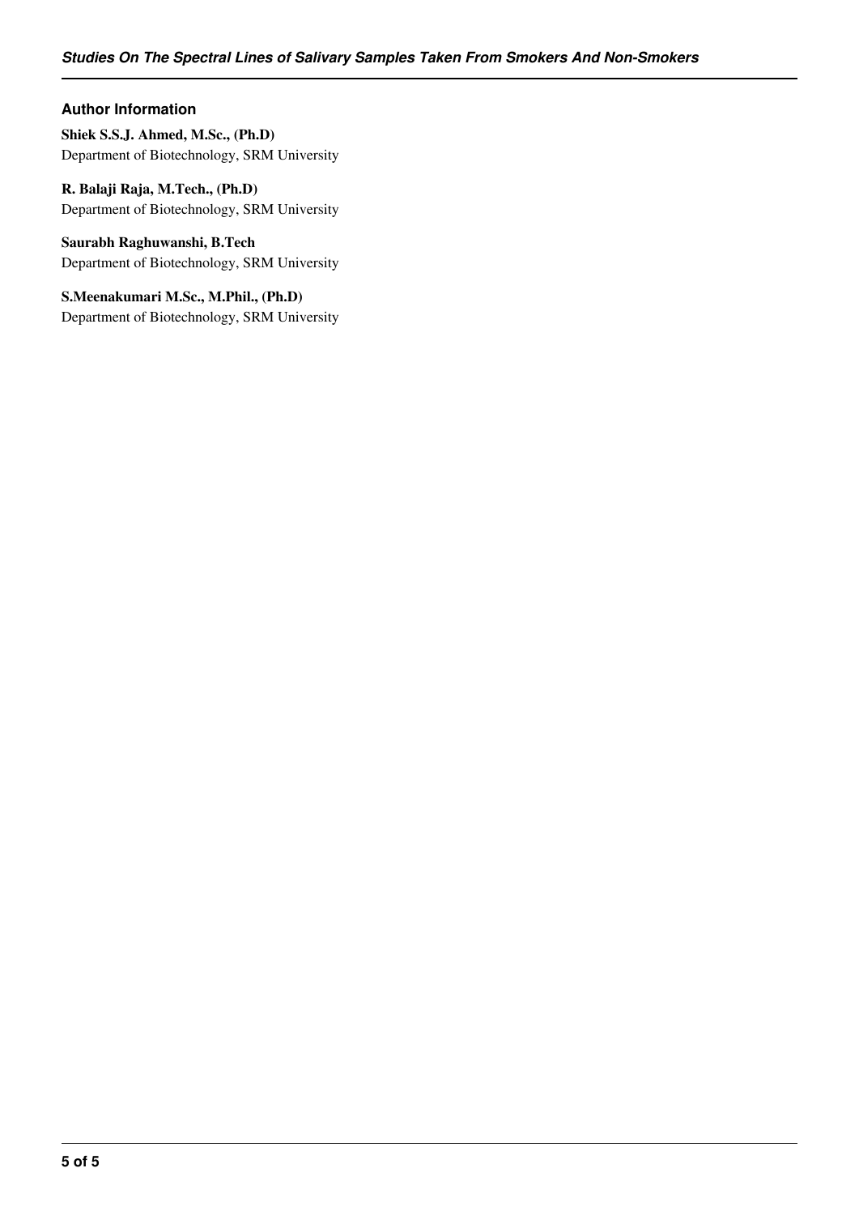### Author Information

**Shiek S.S.J. Ahmed, M.Sc., (Ph.D)**
Department of Biotechnology, SRM University

**R. Balaji Raja, M.Tech., (Ph.D)**
Department of Biotechnology, SRM University

**Saurabh Raghuwanshi, B.Tech**
Department of Biotechnology, SRM University

**S.Meenakumari M.Sc., M.Phil., (Ph.D)**
Department of Biotechnology, SRM University